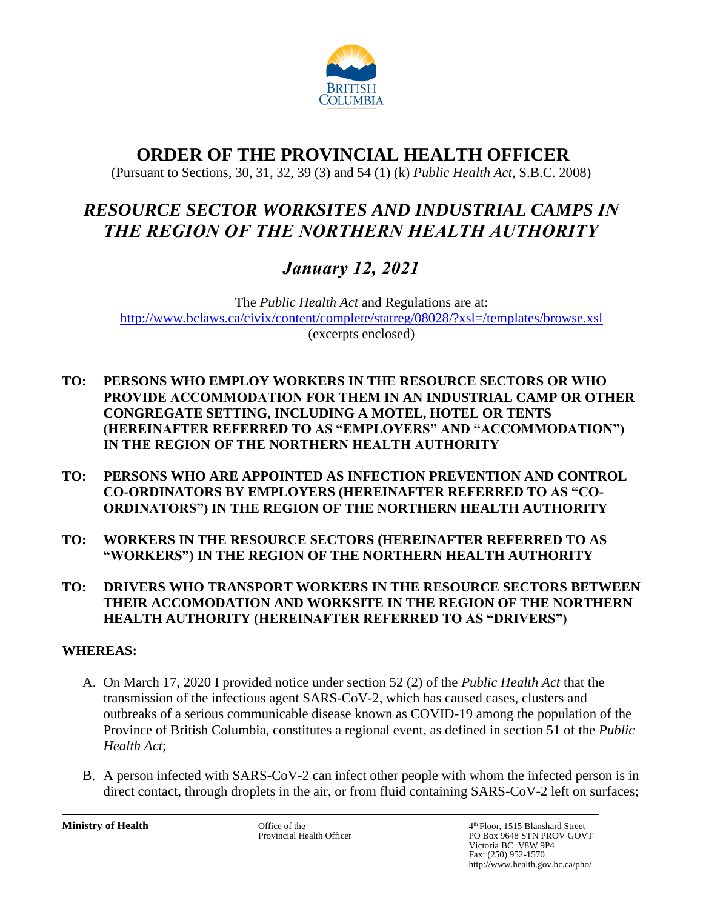# ORDER OF THE PROVINCIAL HEALTH OFFICER

(Pursuant to Sections, 30, 31, 32, 39 (3) and 54 (1) (k) *Public Health Act*, S.B.C. 2008)

## *RESOURCE SECTOR WORKSITES AND INDUSTRIAL CAMPS IN THE REGION OF THE NORTHERN HEALTH AUTHORITY*

## *January 12, 2021*

The *Public Health Act* and Regulations are at:
http://www.bclaws.ca/civix/content/complete/statreg/08028/?xsl=/templates/browse.xsl
(excerpts enclosed)

**TO: PERSONS WHO EMPLOY WORKERS IN THE RESOURCE SECTORS OR WHO PROVIDE ACCOMMODATION FOR THEM IN AN INDUSTRIAL CAMP OR OTHER CONGREGATE SETTING, INCLUDING A MOTEL, HOTEL OR TENTS (HEREINAFTER REFERRED TO AS "EMPLOYERS" AND "ACCOMMODATION") IN THE REGION OF THE NORTHERN HEALTH AUTHORITY**

**TO: PERSONS WHO ARE APPOINTED AS INFECTION PREVENTION AND CONTROL CO-ORDINATORS BY EMPLOYERS (HEREINAFTER REFERRED TO AS "CO-ORDINATORS") IN THE REGION OF THE NORTHERN HEALTH AUTHORITY**

**TO: WORKERS IN THE RESOURCE SECTORS (HEREINAFTER REFERRED TO AS "WORKERS") IN THE REGION OF THE NORTHERN HEALTH AUTHORITY**

**TO: DRIVERS WHO TRANSPORT WORKERS IN THE RESOURCE SECTORS BETWEEN THEIR ACCOMODATION AND WORKSITE IN THE REGION OF THE NORTHERN HEALTH AUTHORITY (HEREINAFTER REFERRED TO AS "DRIVERS")**

**WHEREAS:**

A. On March 17, 2020 I provided notice under section 52 (2) of the *Public Health Act* that the transmission of the infectious agent SARS-CoV-2, which has caused cases, clusters and outbreaks of a serious communicable disease known as COVID-19 among the population of the Province of British Columbia, constitutes a regional event, as defined in section 51 of the *Public Health Act*;

B. A person infected with SARS-CoV-2 can infect other people with whom the infected person is in direct contact, through droplets in the air, or from fluid containing SARS-CoV-2 left on surfaces;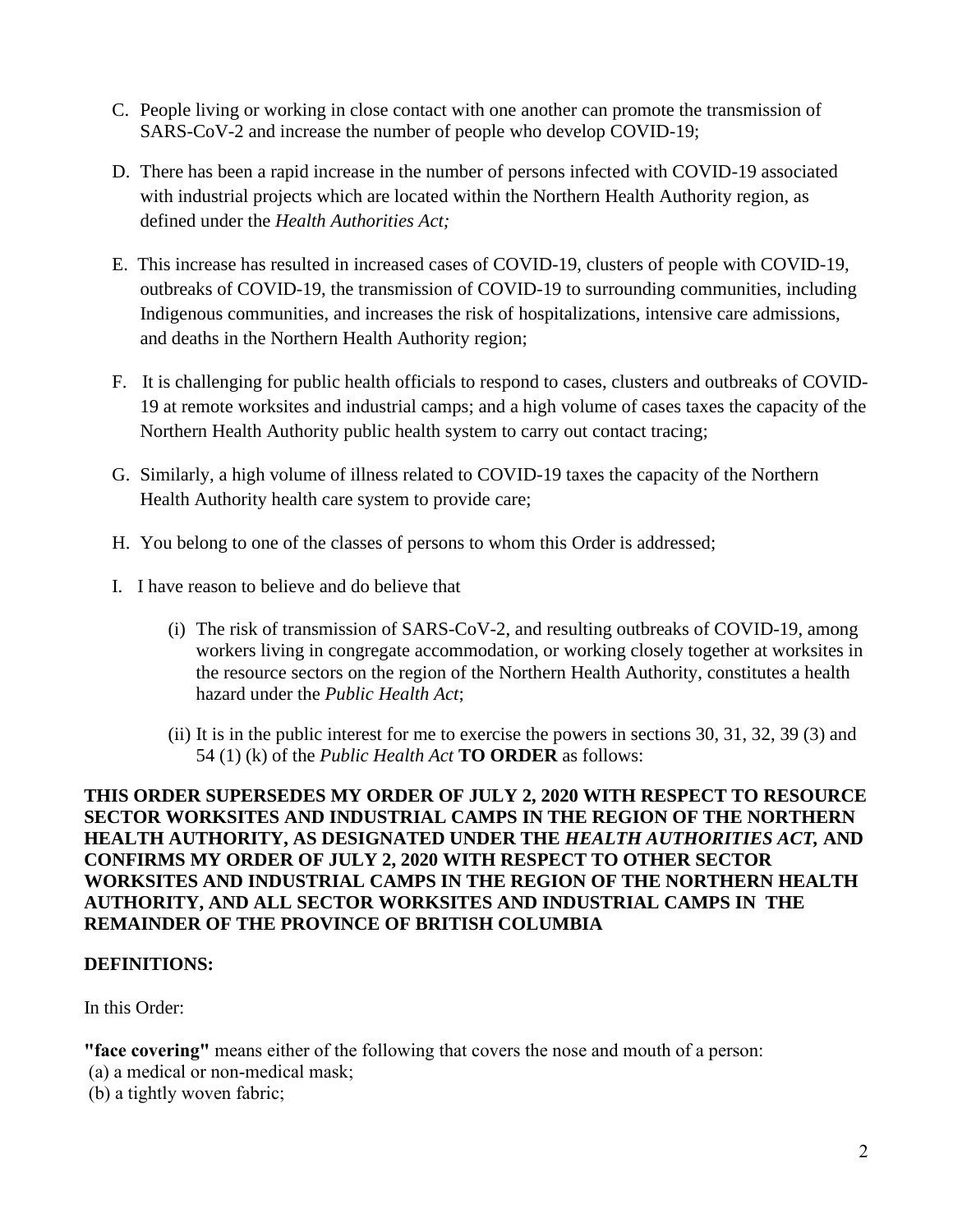C. People living or working in close contact with one another can promote the transmission of SARS-CoV-2 and increase the number of people who develop COVID-19;

D. There has been a rapid increase in the number of persons infected with COVID-19 associated with industrial projects which are located within the Northern Health Authority region, as defined under the *Health Authorities Act;*

E. This increase has resulted in increased cases of COVID-19, clusters of people with COVID-19, outbreaks of COVID-19, the transmission of COVID-19 to surrounding communities, including Indigenous communities, and increases the risk of hospitalizations, intensive care admissions, and deaths in the Northern Health Authority region;

F. It is challenging for public health officials to respond to cases, clusters and outbreaks of COVID-19 at remote worksites and industrial camps; and a high volume of cases taxes the capacity of the Northern Health Authority public health system to carry out contact tracing;

G. Similarly, a high volume of illness related to COVID-19 taxes the capacity of the Northern Health Authority health care system to provide care;

H. You belong to one of the classes of persons to whom this Order is addressed;

I. I have reason to believe and do believe that

   (i) The risk of transmission of SARS-CoV-2, and resulting outbreaks of COVID-19, among workers living in congregate accommodation, or working closely together at worksites in the resource sectors on the region of the Northern Health Authority, constitutes a health hazard under the *Public Health Act*;

   (ii) It is in the public interest for me to exercise the powers in sections 30, 31, 32, 39 (3) and 54 (1) (k) of the *Public Health Act* **TO ORDER** as follows:

**THIS ORDER SUPERSEDES MY ORDER OF JULY 2, 2020 WITH RESPECT TO RESOURCE SECTOR WORKSITES AND INDUSTRIAL CAMPS IN THE REGION OF THE NORTHERN HEALTH AUTHORITY, AS DESIGNATED UNDER THE *HEALTH AUTHORITIES ACT,* AND CONFIRMS MY ORDER OF JULY 2, 2020 WITH RESPECT TO OTHER SECTOR WORKSITES AND INDUSTRIAL CAMPS IN THE REGION OF THE NORTHERN HEALTH AUTHORITY, AND ALL SECTOR WORKSITES AND INDUSTRIAL CAMPS IN THE REMAINDER OF THE PROVINCE OF BRITISH COLUMBIA**

**DEFINITIONS:**

In this Order:

**"face covering"** means either of the following that covers the nose and mouth of a person:
(a) a medical or non-medical mask;
(b) a tightly woven fabric;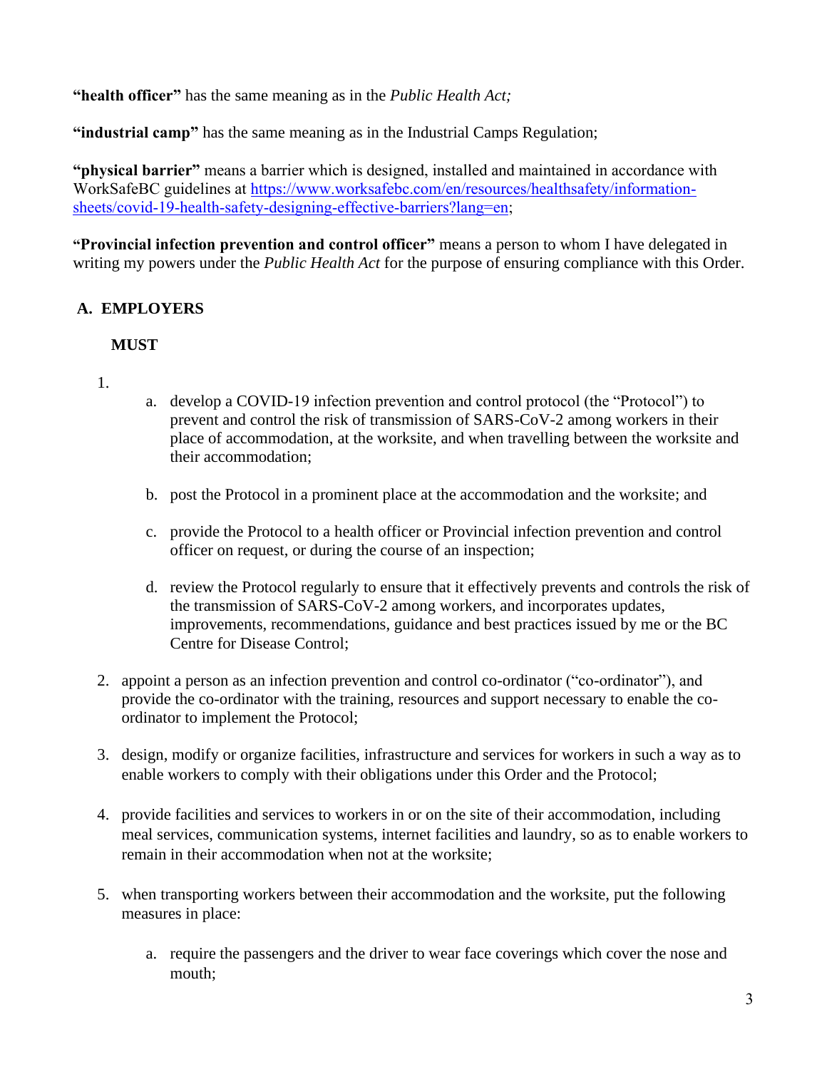**"health officer"** has the same meaning as in the *Public Health Act;*

**"industrial camp"** has the same meaning as in the Industrial Camps Regulation;

**"physical barrier"** means a barrier which is designed, installed and maintained in accordance with WorkSafeBC guidelines at [https://www.worksafebc.com/en/resources/healthsafety/information-sheets/covid-19-health-safety-designing-effective-barriers?lang=en](https://www.worksafebc.com/en/resources/healthsafety/information-sheets/covid-19-health-safety-designing-effective-barriers?lang=en);

**"Provincial infection prevention and control officer"** means a person to whom I have delegated in writing my powers under the *Public Health Act* for the purpose of ensuring compliance with this Order.

## A. EMPLOYERS

**MUST**

1.
   a. develop a COVID-19 infection prevention and control protocol (the "Protocol") to prevent and control the risk of transmission of SARS-CoV-2 among workers in their place of accommodation, at the worksite, and when travelling between the worksite and their accommodation;

   b. post the Protocol in a prominent place at the accommodation and the worksite; and

   c. provide the Protocol to a health officer or Provincial infection prevention and control officer on request, or during the course of an inspection;

   d. review the Protocol regularly to ensure that it effectively prevents and controls the risk of the transmission of SARS-CoV-2 among workers, and incorporates updates, improvements, recommendations, guidance and best practices issued by me or the BC Centre for Disease Control;

2. appoint a person as an infection prevention and control co-ordinator ("co-ordinator"), and provide the co-ordinator with the training, resources and support necessary to enable the co-ordinator to implement the Protocol;

3. design, modify or organize facilities, infrastructure and services for workers in such a way as to enable workers to comply with their obligations under this Order and the Protocol;

4. provide facilities and services to workers in or on the site of their accommodation, including meal services, communication systems, internet facilities and laundry, so as to enable workers to remain in their accommodation when not at the worksite;

5. when transporting workers between their accommodation and the worksite, put the following measures in place:

   a. require the passengers and the driver to wear face coverings which cover the nose and mouth;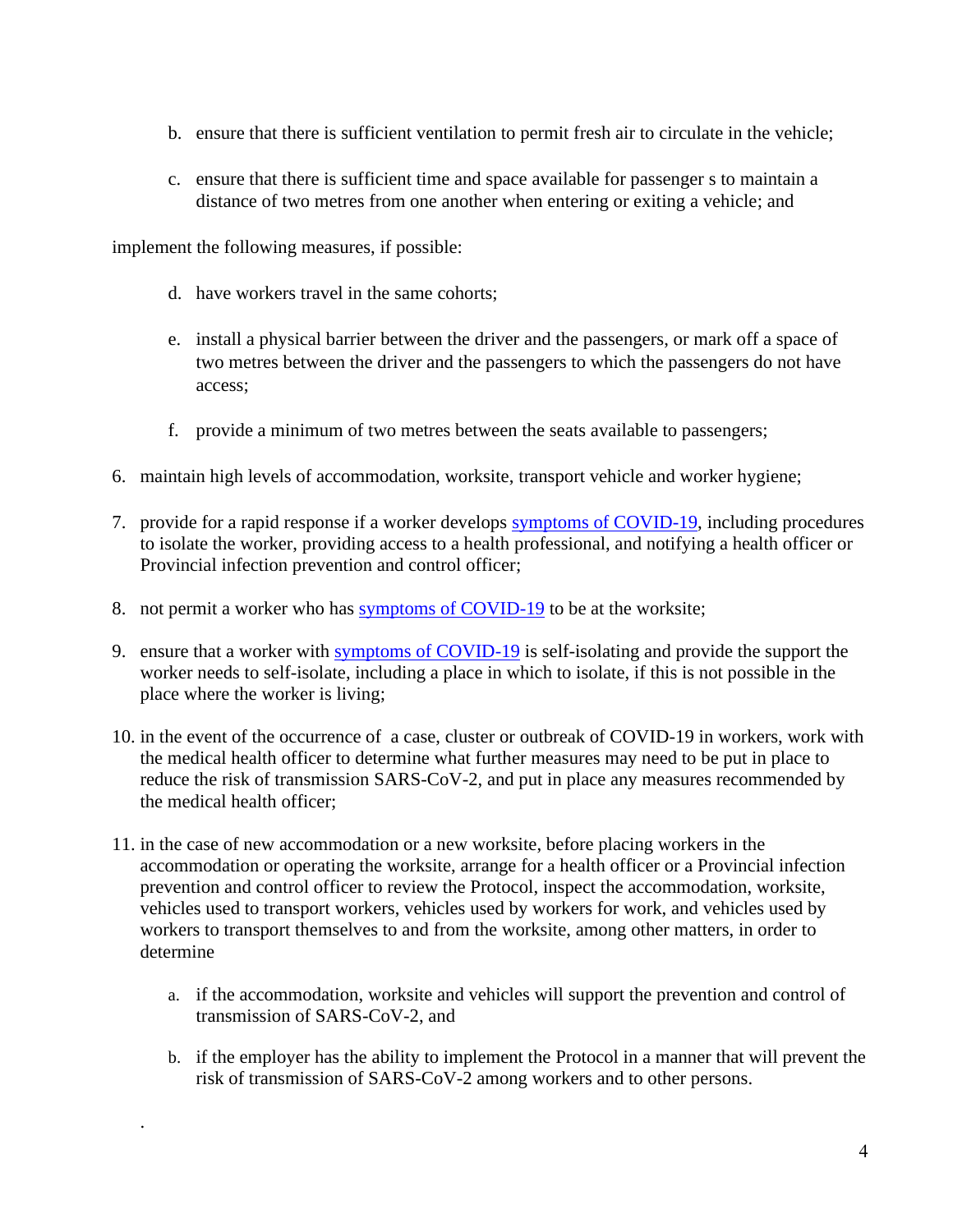b. ensure that there is sufficient ventilation to permit fresh air to circulate in the vehicle;

   c. ensure that there is sufficient time and space available for passenger s to maintain a distance of two metres from one another when entering or exiting a vehicle; and

implement the following measures, if possible:

   d. have workers travel in the same cohorts;

   e. install a physical barrier between the driver and the passengers, or mark off a space of two metres between the driver and the passengers to which the passengers do not have access;

   f. provide a minimum of two metres between the seats available to passengers;

6. maintain high levels of accommodation, worksite, transport vehicle and worker hygiene;

7. provide for a rapid response if a worker develops symptoms of COVID-19, including procedures to isolate the worker, providing access to a health professional, and notifying a health officer or Provincial infection prevention and control officer;

8. not permit a worker who has symptoms of COVID-19 to be at the worksite;

9. ensure that a worker with symptoms of COVID-19 is self-isolating and provide the support the worker needs to self-isolate, including a place in which to isolate, if this is not possible in the place where the worker is living;

10. in the event of the occurrence of a case, cluster or outbreak of COVID-19 in workers, work with the medical health officer to determine what further measures may need to be put in place to reduce the risk of transmission SARS-CoV-2, and put in place any measures recommended by the medical health officer;

11. in the case of new accommodation or a new worksite, before placing workers in the accommodation or operating the worksite, arrange for a health officer or a Provincial infection prevention and control officer to review the Protocol, inspect the accommodation, worksite, vehicles used to transport workers, vehicles used by workers for work, and vehicles used by workers to transport themselves to and from the worksite, among other matters, in order to determine

    a. if the accommodation, worksite and vehicles will support the prevention and control of transmission of SARS-CoV-2, and

    b. if the employer has the ability to implement the Protocol in a manner that will prevent the risk of transmission of SARS-CoV-2 among workers and to other persons.

.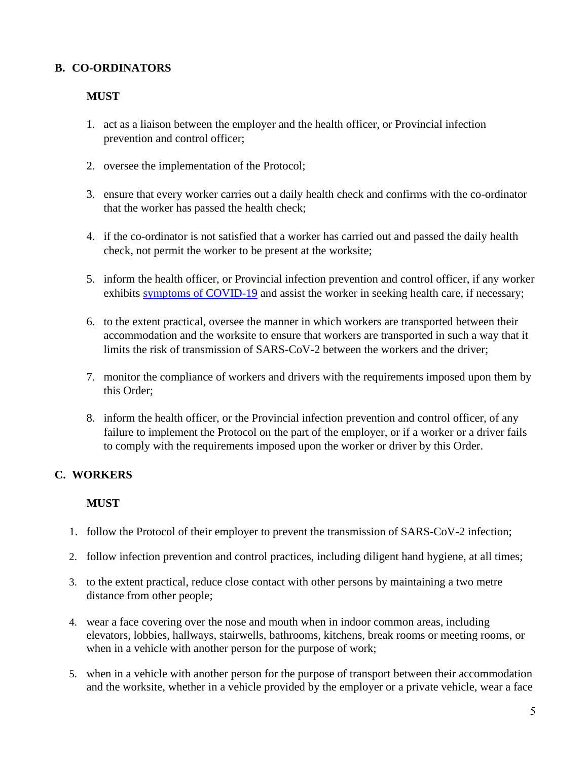## B. CO-ORDINATORS

**MUST**

1. act as a liaison between the employer and the health officer, or Provincial infection prevention and control officer;

2. oversee the implementation of the Protocol;

3. ensure that every worker carries out a daily health check and confirms with the co-ordinator that the worker has passed the health check;

4. if the co-ordinator is not satisfied that a worker has carried out and passed the daily health check, not permit the worker to be present at the worksite;

5. inform the health officer, or Provincial infection prevention and control officer, if any worker exhibits symptoms of COVID-19 and assist the worker in seeking health care, if necessary;

6. to the extent practical, oversee the manner in which workers are transported between their accommodation and the worksite to ensure that workers are transported in such a way that it limits the risk of transmission of SARS-CoV-2 between the workers and the driver;

7. monitor the compliance of workers and drivers with the requirements imposed upon them by this Order;

8. inform the health officer, or the Provincial infection prevention and control officer, of any failure to implement the Protocol on the part of the employer, or if a worker or a driver fails to comply with the requirements imposed upon the worker or driver by this Order.

## C. WORKERS

**MUST**

1. follow the Protocol of their employer to prevent the transmission of SARS-CoV-2 infection;

2. follow infection prevention and control practices, including diligent hand hygiene, at all times;

3. to the extent practical, reduce close contact with other persons by maintaining a two metre distance from other people;

4. wear a face covering over the nose and mouth when in indoor common areas, including elevators, lobbies, hallways, stairwells, bathrooms, kitchens, break rooms or meeting rooms, or when in a vehicle with another person for the purpose of work;

5. when in a vehicle with another person for the purpose of transport between their accommodation and the worksite, whether in a vehicle provided by the employer or a private vehicle, wear a face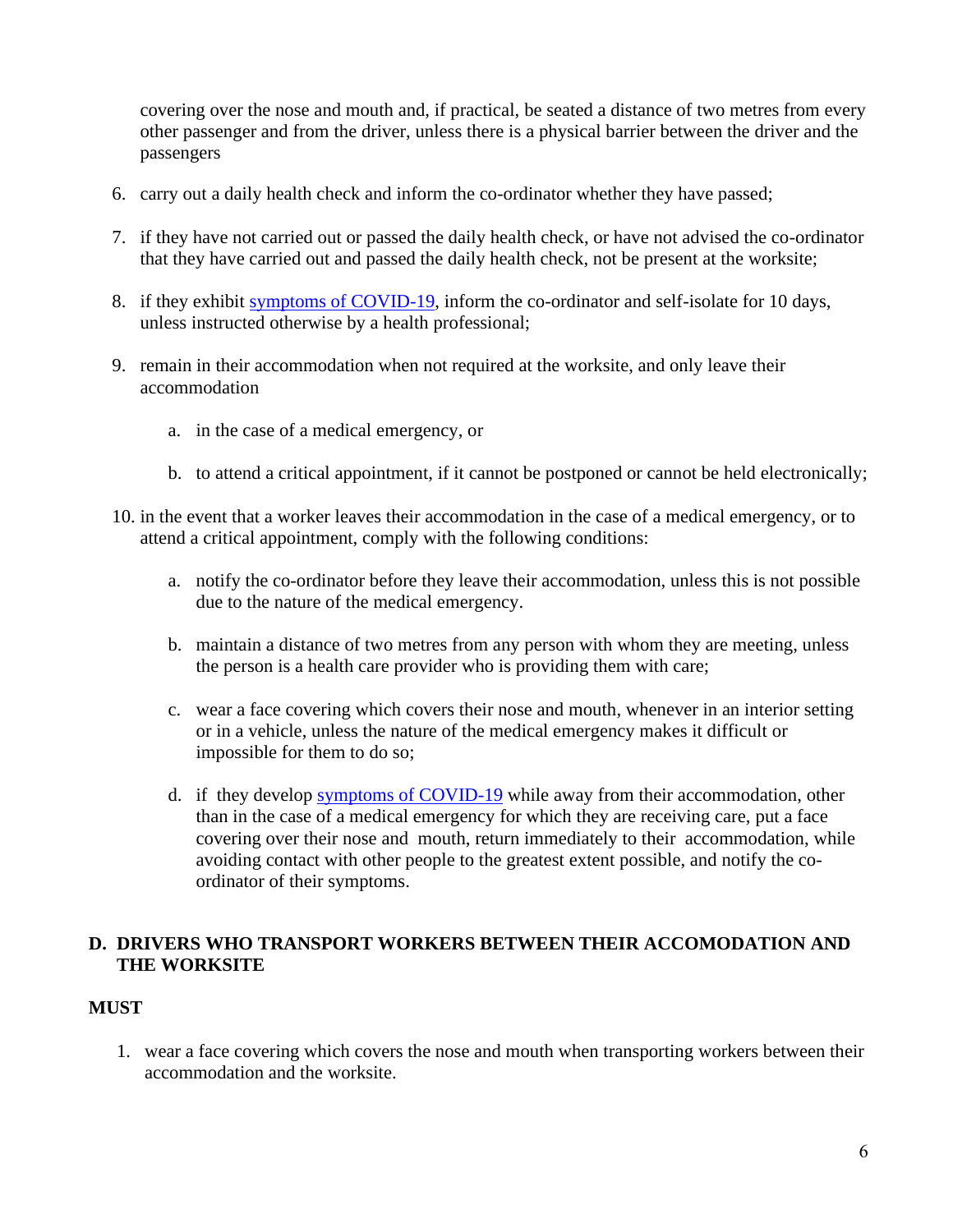covering over the nose and mouth and, if practical, be seated a distance of two metres from every other passenger and from the driver, unless there is a physical barrier between the driver and the passengers

6. carry out a daily health check and inform the co-ordinator whether they have passed;

7. if they have not carried out or passed the daily health check, or have not advised the co-ordinator that they have carried out and passed the daily health check, not be present at the worksite;

8. if they exhibit [symptoms of COVID-19](), inform the co-ordinator and self-isolate for 10 days, unless instructed otherwise by a health professional;

9. remain in their accommodation when not required at the worksite, and only leave their accommodation

   a. in the case of a medical emergency, or

   b. to attend a critical appointment, if it cannot be postponed or cannot be held electronically;

10. in the event that a worker leaves their accommodation in the case of a medical emergency, or to attend a critical appointment, comply with the following conditions:

    a. notify the co-ordinator before they leave their accommodation, unless this is not possible due to the nature of the medical emergency.

    b. maintain a distance of two metres from any person with whom they are meeting, unless the person is a health care provider who is providing them with care;

    c. wear a face covering which covers their nose and mouth, whenever in an interior setting or in a vehicle, unless the nature of the medical emergency makes it difficult or impossible for them to do so;

    d. if they develop [symptoms of COVID-19]() while away from their accommodation, other than in the case of a medical emergency for which they are receiving care, put a face covering over their nose and mouth, return immediately to their accommodation, while avoiding contact with other people to the greatest extent possible, and notify the co-ordinator of their symptoms.

## D. DRIVERS WHO TRANSPORT WORKERS BETWEEN THEIR ACCOMODATION AND THE WORKSITE

**MUST**

1. wear a face covering which covers the nose and mouth when transporting workers between their accommodation and the worksite.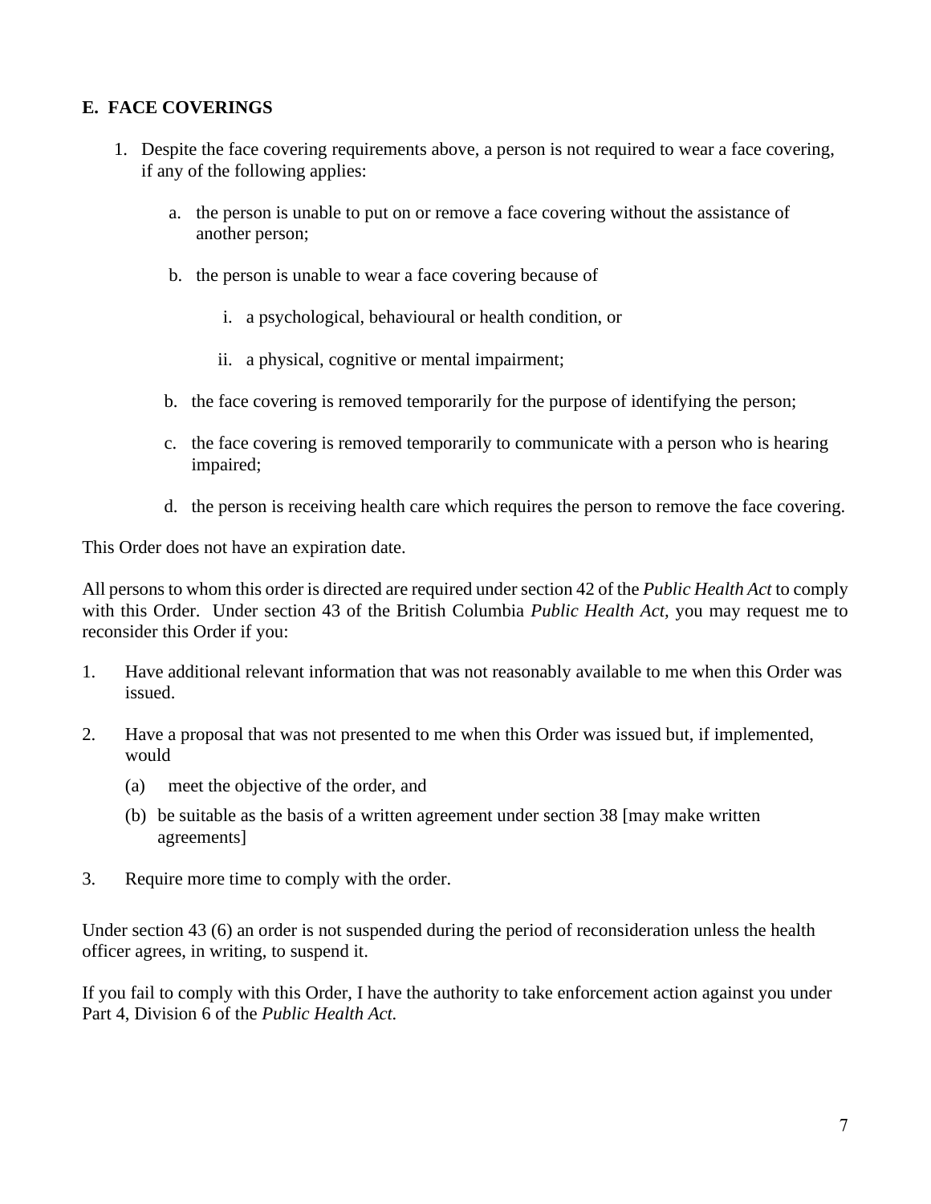**E. FACE COVERINGS**

1. Despite the face covering requirements above, a person is not required to wear a face covering, if any of the following applies:

   a. the person is unable to put on or remove a face covering without the assistance of another person;

   b. the person is unable to wear a face covering because of

      i. a psychological, behavioural or health condition, or

      ii. a physical, cognitive or mental impairment;

   b. the face covering is removed temporarily for the purpose of identifying the person;

   c. the face covering is removed temporarily to communicate with a person who is hearing impaired;

   d. the person is receiving health care which requires the person to remove the face covering.

This Order does not have an expiration date.

All persons to whom this order is directed are required under section 42 of the *Public Health Act* to comply with this Order. Under section 43 of the British Columbia *Public Health Act,* you may request me to reconsider this Order if you:

1. Have additional relevant information that was not reasonably available to me when this Order was issued.

2. Have a proposal that was not presented to me when this Order was issued but, if implemented, would

   (a) meet the objective of the order, and

   (b) be suitable as the basis of a written agreement under section 38 [may make written agreements]

3. Require more time to comply with the order.

Under section 43 (6) an order is not suspended during the period of reconsideration unless the health officer agrees, in writing, to suspend it.

If you fail to comply with this Order, I have the authority to take enforcement action against you under Part 4, Division 6 of the *Public Health Act.*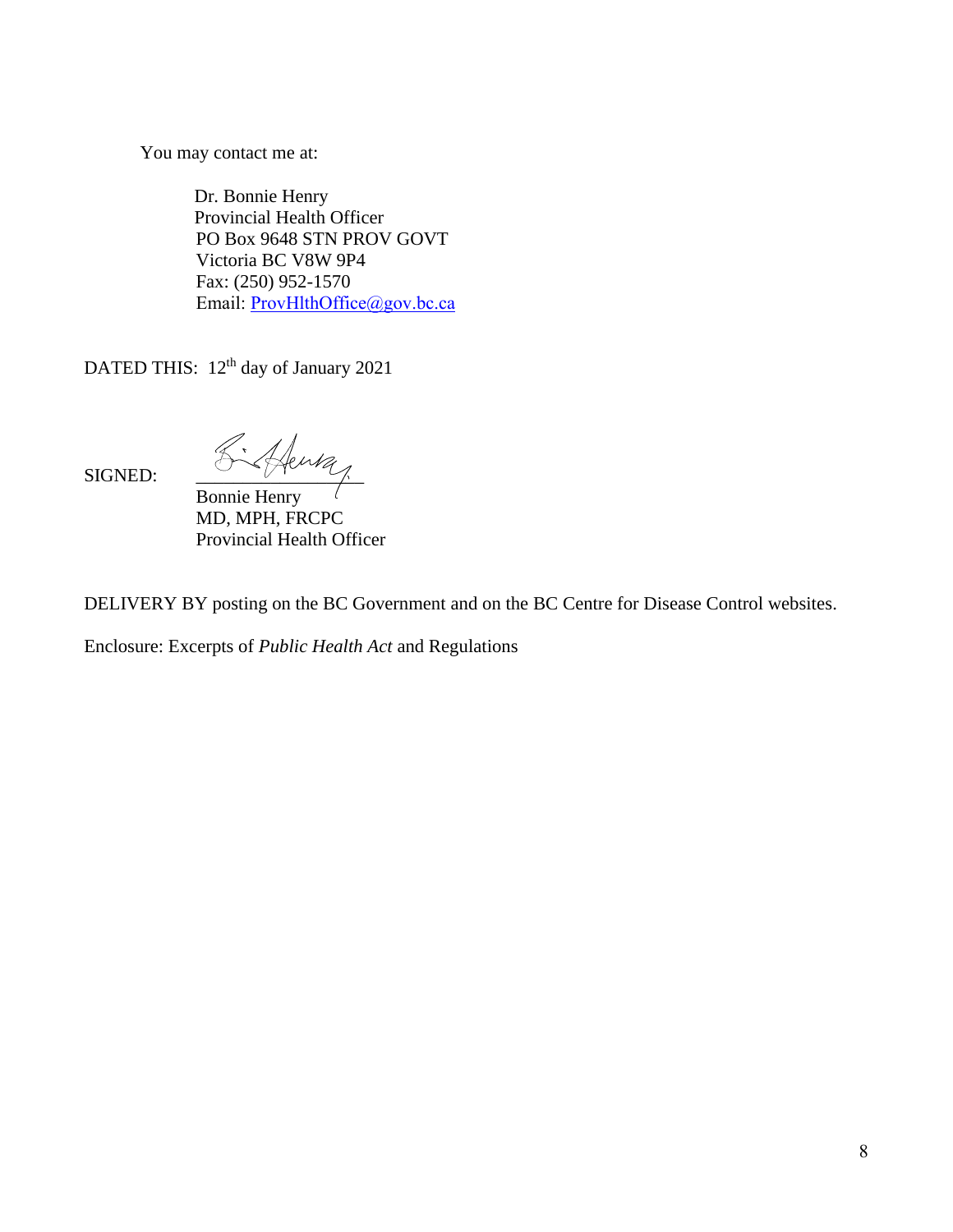You may contact me at:

Dr. Bonnie Henry
Provincial Health Officer
PO Box 9648 STN PROV GOVT
Victoria BC V8W 9P4
Fax: (250) 952-1570
Email: ProvHlthOffice@gov.bc.ca

DATED THIS: 12th day of January 2021

SIGNED:

Bonnie Henry
MD, MPH, FRCPC
Provincial Health Officer

DELIVERY BY posting on the BC Government and on the BC Centre for Disease Control websites.

Enclosure: Excerpts of *Public Health Act* and Regulations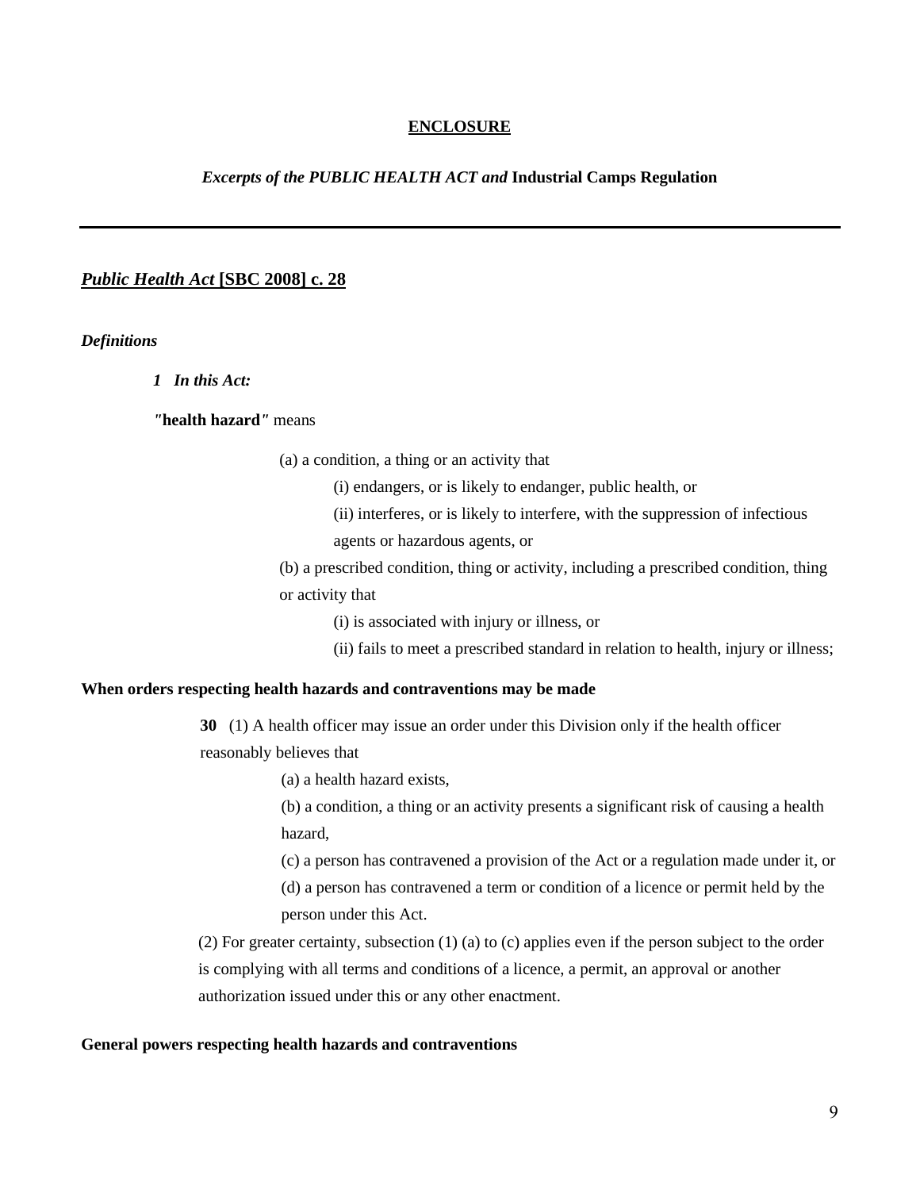**ENCLOSURE**

***Excerpts of the PUBLIC HEALTH ACT and* Industrial Camps Regulation**

---

## ***Public Health Act* [SBC 2008] c. 28**

***Definitions***

***1 In this Act:***

*"***health hazard***"* means

(a) a condition, a thing or an activity that

(i) endangers, or is likely to endanger, public health, or

(ii) interferes, or is likely to interfere, with the suppression of infectious agents or hazardous agents, or

(b) a prescribed condition, thing or activity, including a prescribed condition, thing or activity that

(i) is associated with injury or illness, or

(ii) fails to meet a prescribed standard in relation to health, injury or illness;

**When orders respecting health hazards and contraventions may be made**

**30** (1) A health officer may issue an order under this Division only if the health officer reasonably believes that

(a) a health hazard exists,

(b) a condition, a thing or an activity presents a significant risk of causing a health hazard,

(c) a person has contravened a provision of the Act or a regulation made under it, or

(d) a person has contravened a term or condition of a licence or permit held by the person under this Act.

(2) For greater certainty, subsection (1) (a) to (c) applies even if the person subject to the order is complying with all terms and conditions of a licence, a permit, an approval or another authorization issued under this or any other enactment.

**General powers respecting health hazards and contraventions**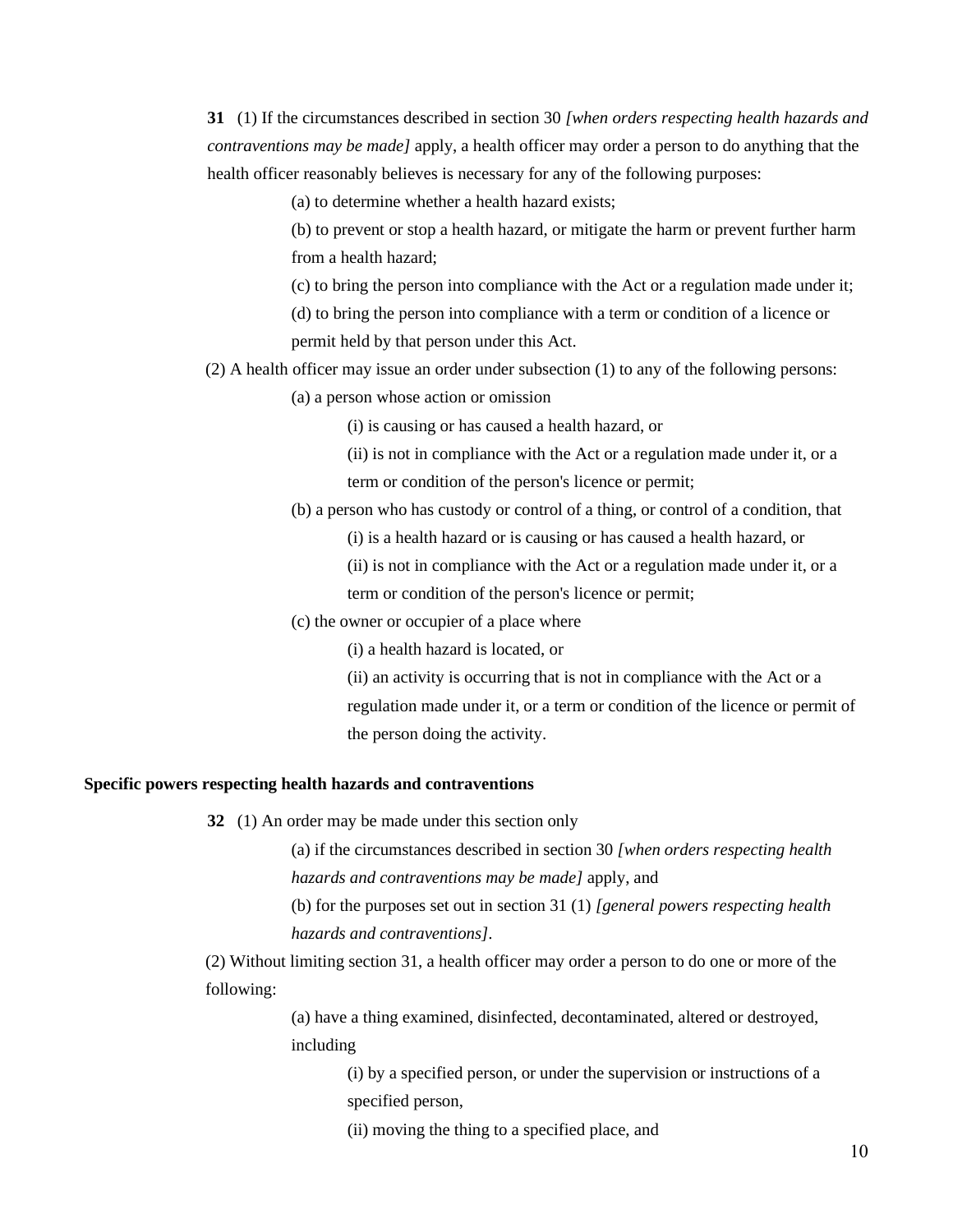**31** (1) If the circumstances described in section 30 *[when orders respecting health hazards and contraventions may be made]* apply, a health officer may order a person to do anything that the health officer reasonably believes is necessary for any of the following purposes:

(a) to determine whether a health hazard exists;

(b) to prevent or stop a health hazard, or mitigate the harm or prevent further harm from a health hazard;

(c) to bring the person into compliance with the Act or a regulation made under it;

(d) to bring the person into compliance with a term or condition of a licence or permit held by that person under this Act.

(2) A health officer may issue an order under subsection (1) to any of the following persons:

(a) a person whose action or omission

(i) is causing or has caused a health hazard, or

(ii) is not in compliance with the Act or a regulation made under it, or a term or condition of the person's licence or permit;

(b) a person who has custody or control of a thing, or control of a condition, that

(i) is a health hazard or is causing or has caused a health hazard, or

(ii) is not in compliance with the Act or a regulation made under it, or a term or condition of the person's licence or permit;

(c) the owner or occupier of a place where

(i) a health hazard is located, or

(ii) an activity is occurring that is not in compliance with the Act or a regulation made under it, or a term or condition of the licence or permit of the person doing the activity.

**Specific powers respecting health hazards and contraventions**

**32** (1) An order may be made under this section only

(a) if the circumstances described in section 30 *[when orders respecting health hazards and contraventions may be made]* apply, and

(b) for the purposes set out in section 31 (1) *[general powers respecting health hazards and contraventions]*.

(2) Without limiting section 31, a health officer may order a person to do one or more of the following:

(a) have a thing examined, disinfected, decontaminated, altered or destroyed, including

(i) by a specified person, or under the supervision or instructions of a specified person,

(ii) moving the thing to a specified place, and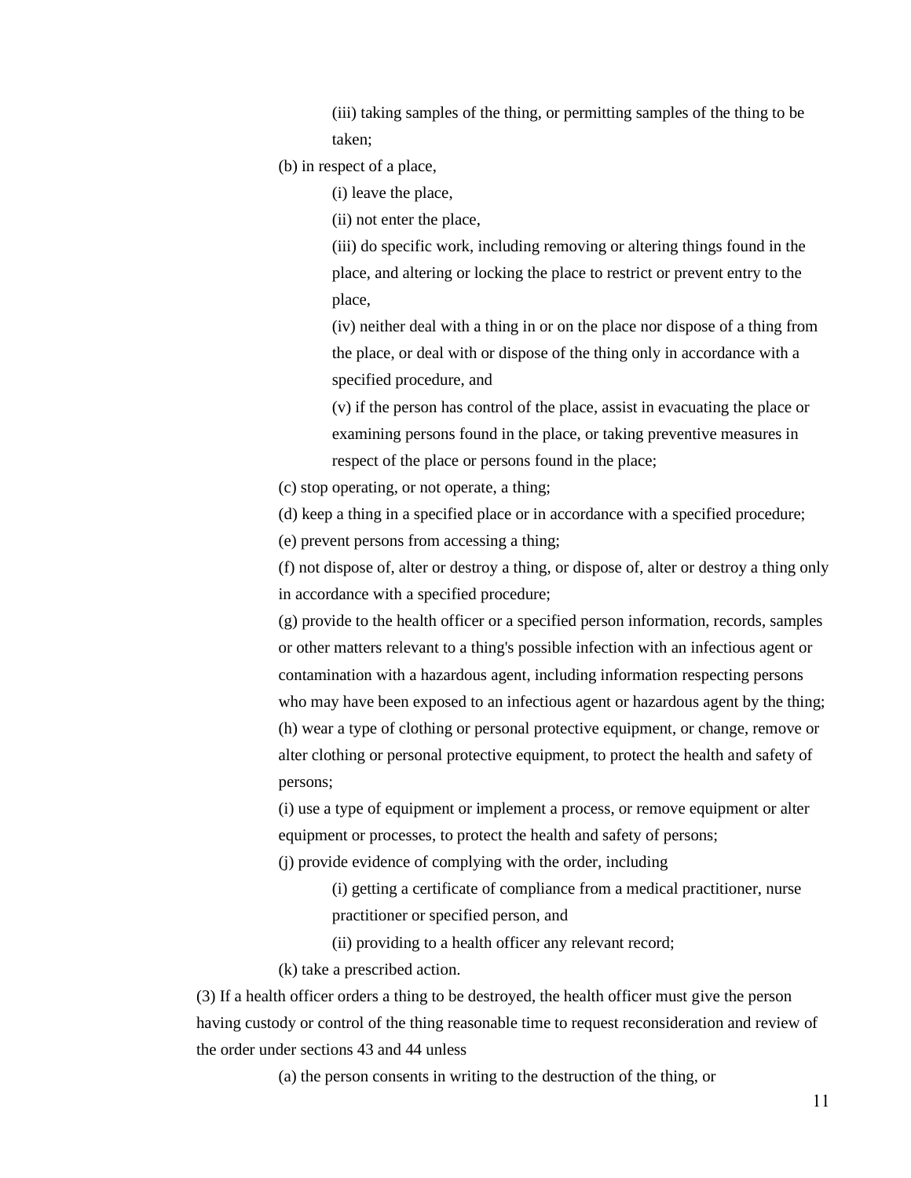(iii) taking samples of the thing, or permitting samples of the thing to be taken;

(b) in respect of a place,

(i) leave the place,

(ii) not enter the place,

(iii) do specific work, including removing or altering things found in the place, and altering or locking the place to restrict or prevent entry to the place,

(iv) neither deal with a thing in or on the place nor dispose of a thing from the place, or deal with or dispose of the thing only in accordance with a specified procedure, and

(v) if the person has control of the place, assist in evacuating the place or examining persons found in the place, or taking preventive measures in respect of the place or persons found in the place;

(c) stop operating, or not operate, a thing;

(d) keep a thing in a specified place or in accordance with a specified procedure;

(e) prevent persons from accessing a thing;

(f) not dispose of, alter or destroy a thing, or dispose of, alter or destroy a thing only in accordance with a specified procedure;

(g) provide to the health officer or a specified person information, records, samples or other matters relevant to a thing's possible infection with an infectious agent or contamination with a hazardous agent, including information respecting persons who may have been exposed to an infectious agent or hazardous agent by the thing;

(h) wear a type of clothing or personal protective equipment, or change, remove or alter clothing or personal protective equipment, to protect the health and safety of persons;

(i) use a type of equipment or implement a process, or remove equipment or alter equipment or processes, to protect the health and safety of persons;

(j) provide evidence of complying with the order, including

(i) getting a certificate of compliance from a medical practitioner, nurse practitioner or specified person, and

(ii) providing to a health officer any relevant record;

(k) take a prescribed action.

(3) If a health officer orders a thing to be destroyed, the health officer must give the person having custody or control of the thing reasonable time to request reconsideration and review of the order under sections 43 and 44 unless

(a) the person consents in writing to the destruction of the thing, or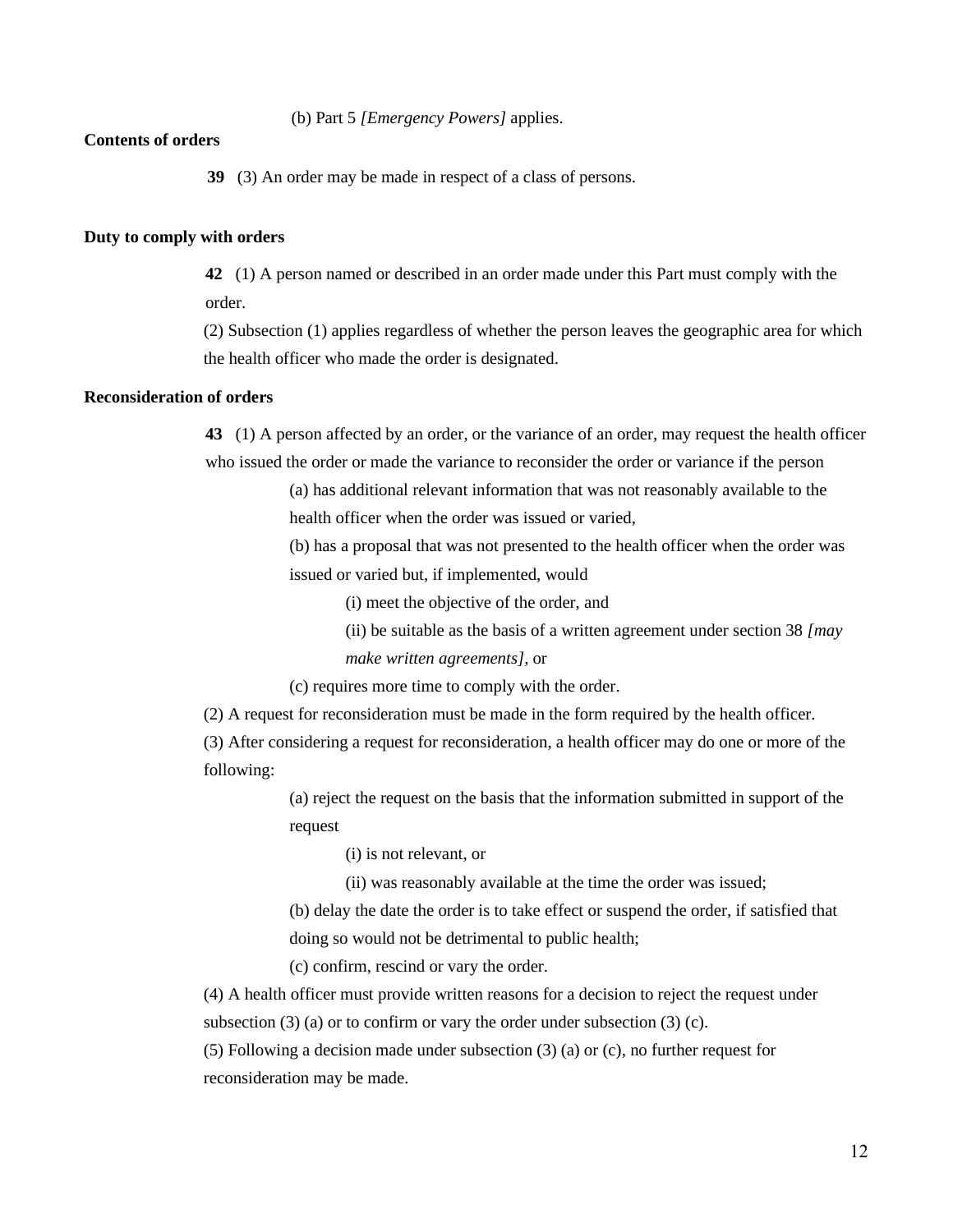(b) Part 5 *[Emergency Powers]* applies.

**Contents of orders**

**39** (3) An order may be made in respect of a class of persons.

**Duty to comply with orders**

**42** (1) A person named or described in an order made under this Part must comply with the order.

(2) Subsection (1) applies regardless of whether the person leaves the geographic area for which the health officer who made the order is designated.

**Reconsideration of orders**

**43** (1) A person affected by an order, or the variance of an order, may request the health officer who issued the order or made the variance to reconsider the order or variance if the person

(a) has additional relevant information that was not reasonably available to the health officer when the order was issued or varied,

(b) has a proposal that was not presented to the health officer when the order was issued or varied but, if implemented, would

(i) meet the objective of the order, and

(ii) be suitable as the basis of a written agreement under section 38 *[may make written agreements]*, or

(c) requires more time to comply with the order.

(2) A request for reconsideration must be made in the form required by the health officer.

(3) After considering a request for reconsideration, a health officer may do one or more of the following:

(a) reject the request on the basis that the information submitted in support of the request

(i) is not relevant, or

(ii) was reasonably available at the time the order was issued;

(b) delay the date the order is to take effect or suspend the order, if satisfied that doing so would not be detrimental to public health;

(c) confirm, rescind or vary the order.

(4) A health officer must provide written reasons for a decision to reject the request under subsection (3) (a) or to confirm or vary the order under subsection (3) (c).

(5) Following a decision made under subsection (3) (a) or (c), no further request for reconsideration may be made.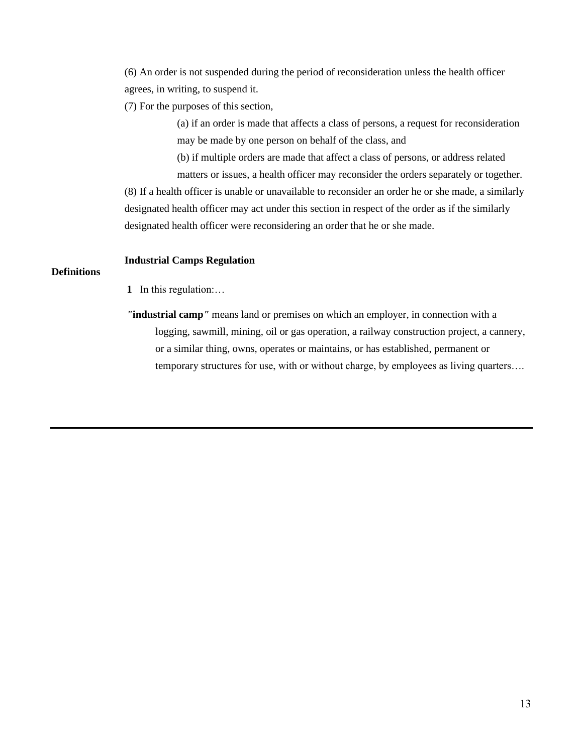(6) An order is not suspended during the period of reconsideration unless the health officer agrees, in writing, to suspend it.

(7) For the purposes of this section,

> (a) if an order is made that affects a class of persons, a request for reconsideration may be made by one person on behalf of the class, and
>
> (b) if multiple orders are made that affect a class of persons, or address related matters or issues, a health officer may reconsider the orders separately or together.

(8) If a health officer is unable or unavailable to reconsider an order he or she made, a similarly designated health officer may act under this section in respect of the order as if the similarly designated health officer were reconsidering an order that he or she made.

**Industrial Camps Regulation**

**Definitions**

**1** In this regulation:…

*"***industrial camp***"* means land or premises on which an employer, in connection with a logging, sawmill, mining, oil or gas operation, a railway construction project, a cannery, or a similar thing, owns, operates or maintains, or has established, permanent or temporary structures for use, with or without charge, by employees as living quarters….